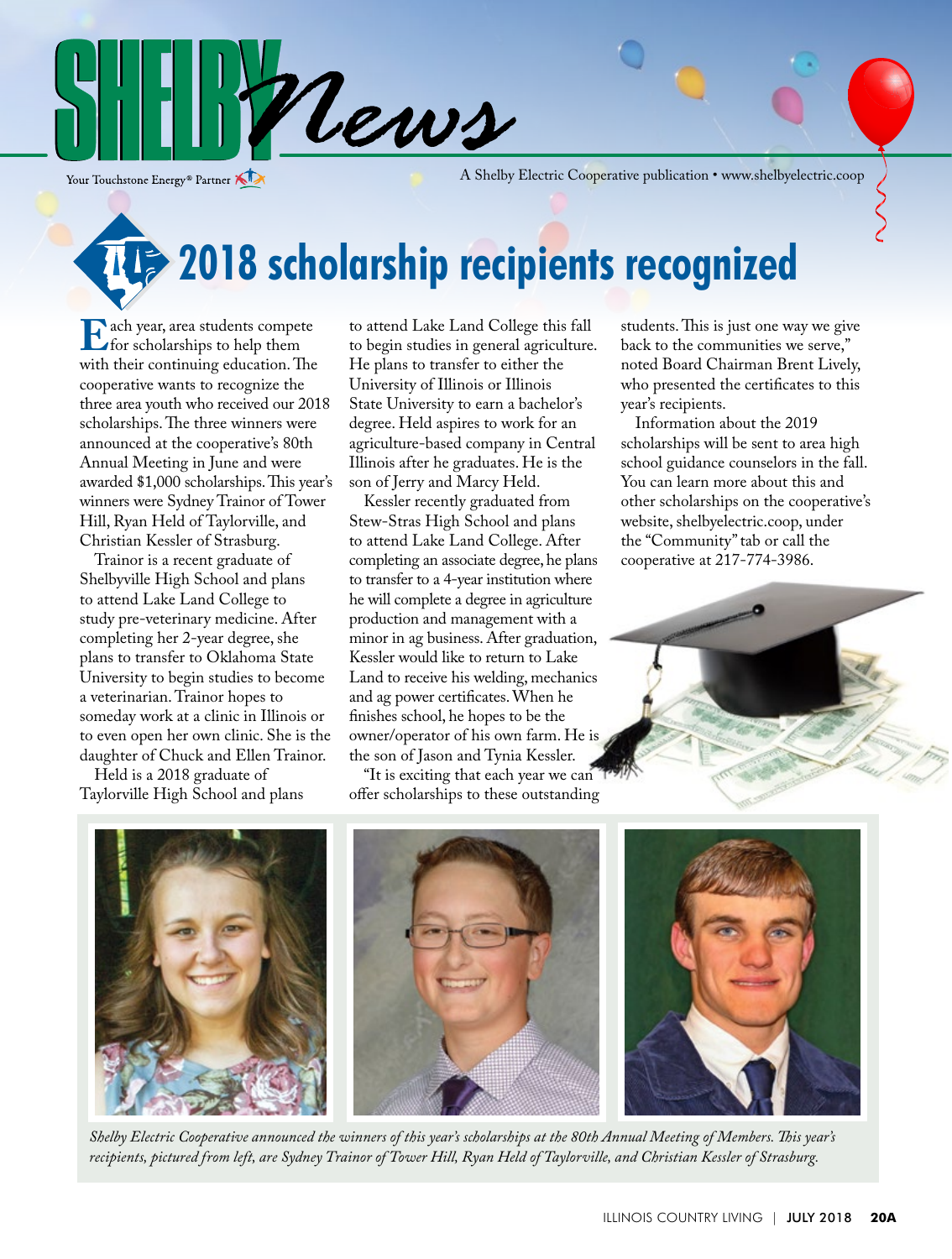# SHELBY News

Your Touchstone Energy® Partner

A Shelby Electric Cooperative publication • www.shelbyelectric.coop

## 2018 scholarship recipients recognized

Each year, area students compete for scholarships to help them with their continuing education. The cooperative wants to recognize the three area youth who received our 2018 scholarships. The three winners were announced at the cooperative's 80th Annual Meeting in June and were awarded $1,000 scholarships. This year's winners were Sydney Trainor of Tower Hill, Ryan Held of Taylorville, and Christian Kessler of Strasburg.

Trainor is a recent graduate of Shelbyville High School and plans to attend Lake Land College to study pre-veterinary medicine. After completing her 2-year degree, she plans to transfer to Oklahoma State University to begin studies to become a veterinarian. Trainor hopes to someday work at a clinic in Illinois or to even open her own clinic. She is the daughter of Chuck and Ellen Trainor.

Held is a 2018 graduate of Taylorville High School and plans to attend Lake Land College this fall to begin studies in general agriculture. He plans to transfer to either the University of Illinois or Illinois State University to earn a bachelor's degree. Held aspires to work for an agriculture-based company in Central Illinois after he graduates. He is the son of Jerry and Marcy Held.

Kessler recently graduated from Stew-Stras High School and plans to attend Lake Land College. After completing an associate degree, he plans to transfer to a 4-year institution where he will complete a degree in agriculture production and management with a minor in ag business. After graduation, Kessler would like to return to Lake Land to receive his welding, mechanics and ag power certificates. When he finishes school, he hopes to be the owner/operator of his own farm. He is the son of Jason and Tynia Kessler.

"It is exciting that each year we can offer scholarships to these outstanding students. This is just one way we give back to the communities we serve," noted Board Chairman Brent Lively, who presented the certificates to this year's recipients.

Information about the 2019 scholarships will be sent to area high school guidance counselors in the fall. You can learn more about this and other scholarships on the cooperative's website, shelbyelectric.coop, under the "Community" tab or call the cooperative at 217-774-3986.

*Shelby Electric Cooperative announced the winners of this year's scholarships at the 80th Annual Meeting of Members. This year's recipients, pictured from left, are Sydney Trainor of Tower Hill, Ryan Held of Taylorville, and Christian Kessler of Strasburg.*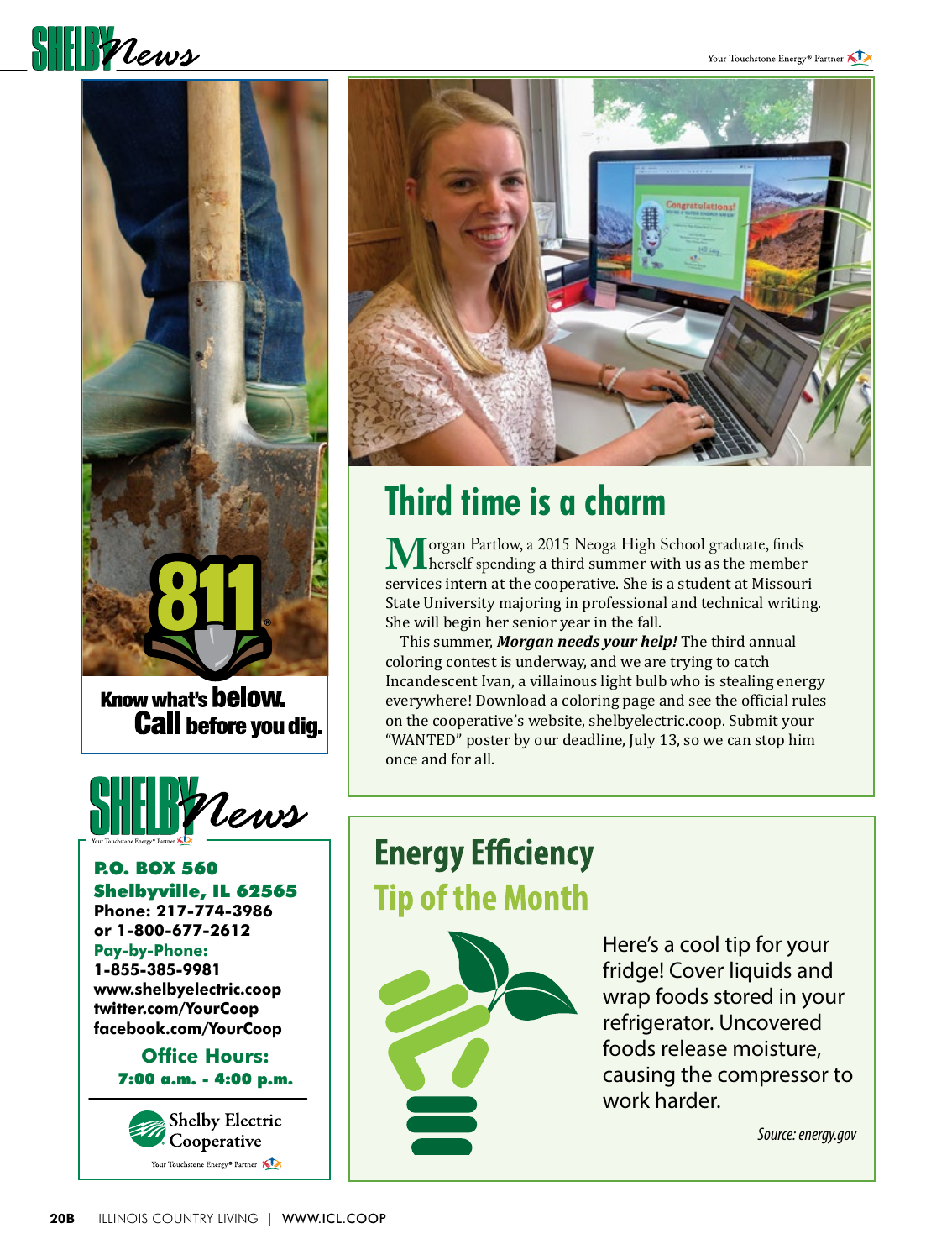Know what's **below.**
**Call** before you dig.

**P.O. BOX 560**
**Shelbyville, IL 62565**
**Phone: 217-774-3986**
**or 1-800-677-2612**
**Pay-by-Phone:**
**1-855-385-9981**
**www.shelbyelectric.coop**
**twitter.com/YourCoop**
**facebook.com/YourCoop**

**Office Hours:**
**7:00 a.m. - 4:00 p.m.**

Shelby Electric Cooperative
Your Touchstone Energy® Partner

# Third time is a charm

Morgan Partlow, a 2015 Neoga High School graduate, finds herself spending a third summer with us as the member services intern at the cooperative. She is a student at Missouri State University majoring in professional and technical writing. She will begin her senior year in the fall.

This summer, ***Morgan needs your help!*** The third annual coloring contest is underway, and we are trying to catch Incandescent Ivan, a villainous light bulb who is stealing energy everywhere! Download a coloring page and see the official rules on the cooperative's website, shelbyelectric.coop. Submit your "WANTED" poster by our deadline, July 13, so we can stop him once and for all.

## Energy Efficiency Tip of the Month

Here's a cool tip for your fridge! Cover liquids and wrap foods stored in your refrigerator. Uncovered foods release moisture, causing the compressor to work harder.

*Source: energy.gov*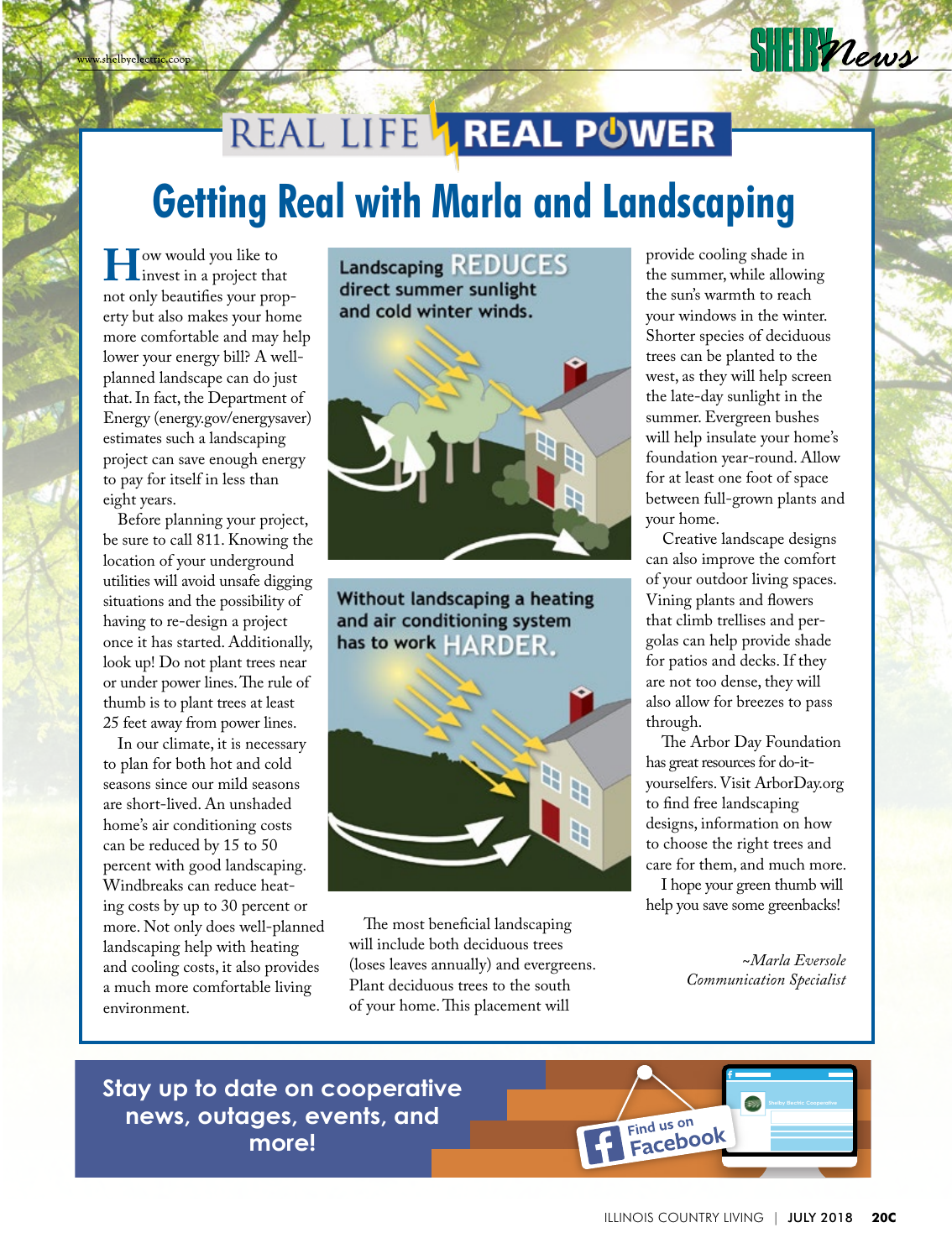# REAL LIFE REAL POWER

## Getting Real with Marla and Landscaping

How would you like to invest in a project that not only beautifies your property but also makes your home more comfortable and may help lower your energy bill? A well-planned landscape can do just that. In fact, the Department of Energy (energy.gov/energysaver) estimates such a landscaping project can save enough energy to pay for itself in less than eight years.

Before planning your project, be sure to call 811. Knowing the location of your underground utilities will avoid unsafe digging situations and the possibility of having to re-design a project once it has started. Additionally, look up! Do not plant trees near or under power lines. The rule of thumb is to plant trees at least 25 feet away from power lines.

In our climate, it is necessary to plan for both hot and cold seasons since our mild seasons are short-lived. An unshaded home's air conditioning costs can be reduced by 15 to 50 percent with good landscaping. Windbreaks can reduce heating costs by up to 30 percent or more. Not only does well-planned landscaping help with heating and cooling costs, it also provides a much more comfortable living environment.

Landscaping REDUCES direct summer sunlight and cold winter winds.

Without landscaping a heating and air conditioning system has to work HARDER.

The most beneficial landscaping will include both deciduous trees (loses leaves annually) and evergreens. Plant deciduous trees to the south of your home. This placement will provide cooling shade in the summer, while allowing the sun's warmth to reach your windows in the winter. Shorter species of deciduous trees can be planted to the west, as they will help screen the late-day sunlight in the summer. Evergreen bushes will help insulate your home's foundation year-round. Allow for at least one foot of space between full-grown plants and your home.

Creative landscape designs can also improve the comfort of your outdoor living spaces. Vining plants and flowers that climb trellises and pergolas can help provide shade for patios and decks. If they are not too dense, they will also allow for breezes to pass through.

The Arbor Day Foundation has great resources for do-it-yourselfers. Visit ArborDay.org to find free landscaping designs, information on how to choose the right trees and care for them, and much more.

I hope your green thumb will help you save some greenbacks!

*~Marla Eversole*
*Communication Specialist*

**Stay up to date on cooperative news, outages, events, and more!**

Find us on Facebook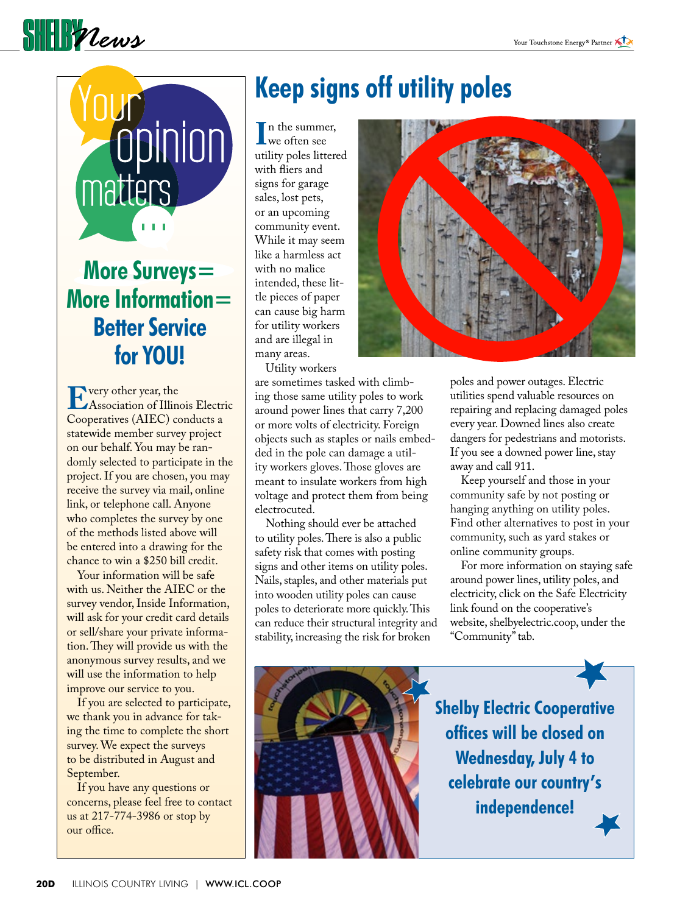# Your opinion matters ...

## More Surveys = More Information = Better Service for YOU!

Every other year, the Association of Illinois Electric Cooperatives (AIEC) conducts a statewide member survey project on our behalf. You may be randomly selected to participate in the project. If you are chosen, you may receive the survey via mail, online link, or telephone call. Anyone who completes the survey by one of the methods listed above will be entered into a drawing for the chance to win a $250 bill credit.

Your information will be safe with us. Neither the AIEC or the survey vendor, Inside Information, will ask for your credit card details or sell/share your private information. They will provide us with the anonymous survey results, and we will use the information to help improve our service to you.

If you are selected to participate, we thank you in advance for taking the time to complete the short survey. We expect the surveys to be distributed in August and September.

If you have any questions or concerns, please feel free to contact us at 217-774-3986 or stop by our office.

# Keep signs off utility poles

In the summer, we often see utility poles littered with fliers and signs for garage sales, lost pets, or an upcoming community event. While it may seem like a harmless act with no malice intended, these little pieces of paper can cause big harm for utility workers and are illegal in many areas.

Utility workers are sometimes tasked with climbing those same utility poles to work around power lines that carry 7,200 or more volts of electricity. Foreign objects such as staples or nails embedded in the pole can damage a utility workers gloves. Those gloves are meant to insulate workers from high voltage and protect them from being electrocuted.

Nothing should ever be attached to utility poles. There is also a public safety risk that comes with posting signs and other items on utility poles. Nails, staples, and other materials put into wooden utility poles can cause poles to deteriorate more quickly. This can reduce their structural integrity and stability, increasing the risk for broken poles and power outages. Electric utilities spend valuable resources on repairing and replacing damaged poles every year. Downed lines also create dangers for pedestrians and motorists. If you see a downed power line, stay away and call 911.

Keep yourself and those in your community safe by not posting or hanging anything on utility poles. Find other alternatives to post in your community, such as yard stakes or online community groups.

For more information on staying safe around power lines, utility poles, and electricity, click on the Safe Electricity link found on the cooperative's website, shelbyelectric.coop, under the "Community" tab.

**Shelby Electric Cooperative offices will be closed on Wednesday, July 4 to celebrate our country's independence!**